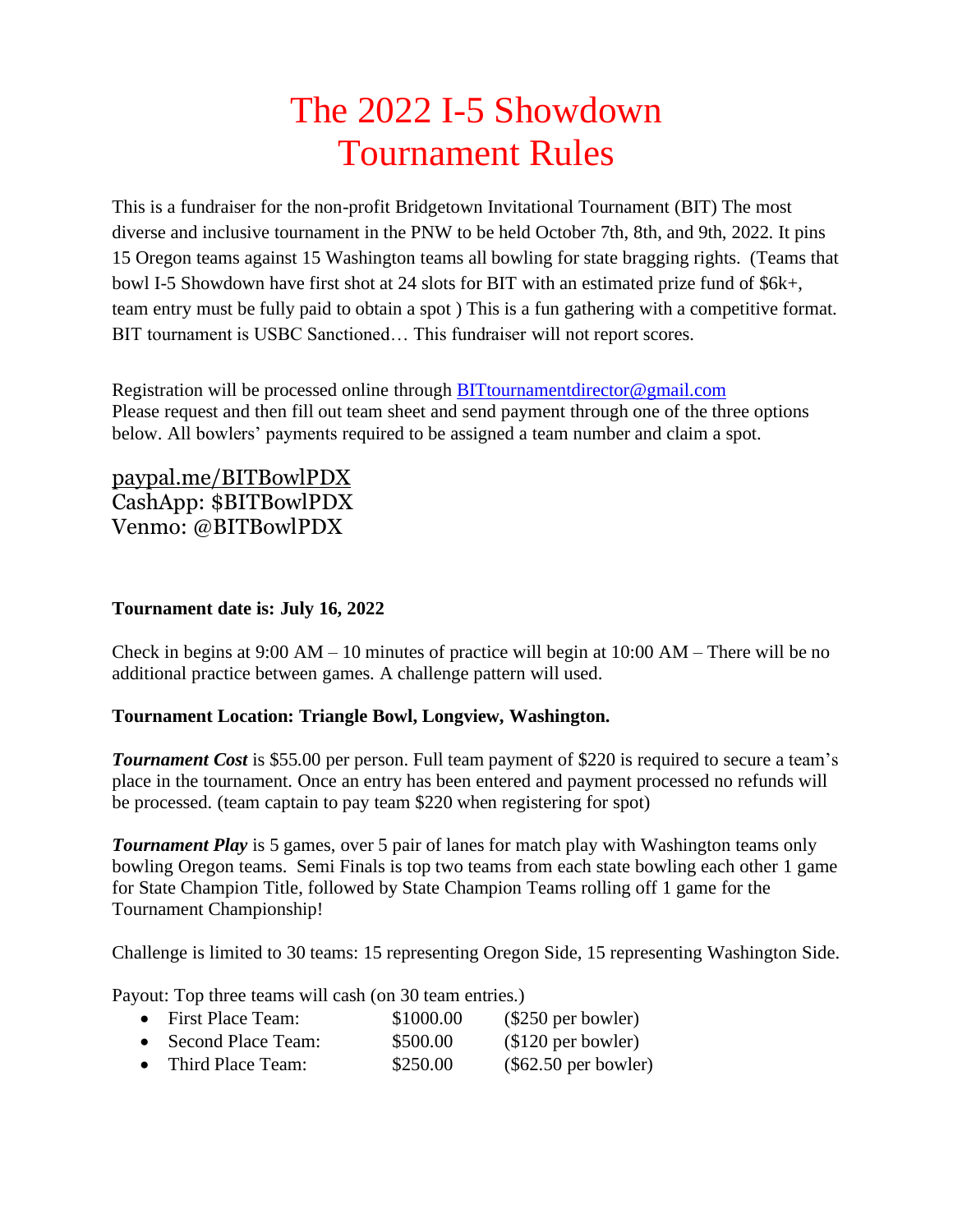# The 2022 I-5 Showdown
# Tournament Rules

This is a fundraiser for the non-profit Bridgetown Invitational Tournament (BIT) The most diverse and inclusive tournament in the PNW to be held October 7th, 8th, and 9th, 2022. It pins 15 Oregon teams against 15 Washington teams all bowling for state bragging rights. (Teams that bowl I-5 Showdown have first shot at 24 slots for BIT with an estimated prize fund of $6k+, team entry must be fully paid to obtain a spot ) This is a fun gathering with a competitive format. BIT tournament is USBC Sanctioned… This fundraiser will not report scores.

Registration will be processed online through BITtournamentdirector@gmail.com
Please request and then fill out team sheet and send payment through one of the three options below. All bowlers' payments required to be assigned a team number and claim a spot.

paypal.me/BITBowlPDX
CashApp: $BITBowlPDX
Venmo: @BITBowlPDX

**Tournament date is: July 16, 2022**

Check in begins at 9:00 AM – 10 minutes of practice will begin at 10:00 AM – There will be no additional practice between games. A challenge pattern will used.

**Tournament Location: Triangle Bowl, Longview, Washington.**

***Tournament Cost*** is $55.00 per person. Full team payment of $220 is required to secure a team's place in the tournament. Once an entry has been entered and payment processed no refunds will be processed. (team captain to pay team $220 when registering for spot)

***Tournament Play*** is 5 games, over 5 pair of lanes for match play with Washington teams only bowling Oregon teams. Semi Finals is top two teams from each state bowling each other 1 game for State Champion Title, followed by State Champion Teams rolling off 1 game for the Tournament Championship!

Challenge is limited to 30 teams: 15 representing Oregon Side, 15 representing Washington Side.

Payout: Top three teams will cash (on 30 team entries.)

- First Place Team: $1000.00 ($250 per bowler)
- Second Place Team: $500.00 ($120 per bowler)
- Third Place Team: $250.00 ($62.50 per bowler)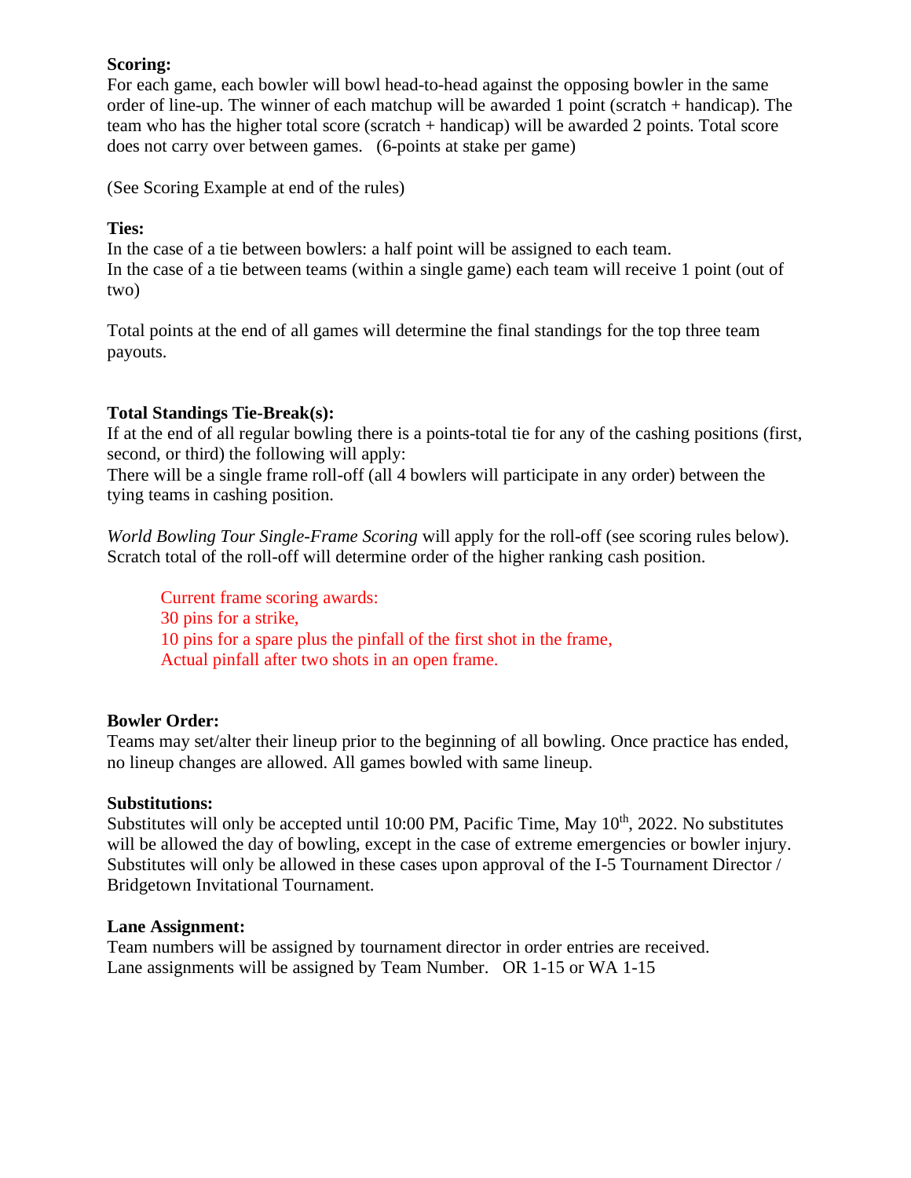**Scoring:**
For each game, each bowler will bowl head-to-head against the opposing bowler in the same order of line-up. The winner of each matchup will be awarded 1 point (scratch + handicap). The team who has the higher total score (scratch + handicap) will be awarded 2 points. Total score does not carry over between games. (6-points at stake per game)

(See Scoring Example at end of the rules)

**Ties:**
In the case of a tie between bowlers: a half point will be assigned to each team.
In the case of a tie between teams (within a single game) each team will receive 1 point (out of two)

Total points at the end of all games will determine the final standings for the top three team payouts.

**Total Standings Tie-Break(s):**
If at the end of all regular bowling there is a points-total tie for any of the cashing positions (first, second, or third) the following will apply:
There will be a single frame roll-off (all 4 bowlers will participate in any order) between the tying teams in cashing position.

*World Bowling Tour Single-Frame Scoring* will apply for the roll-off (see scoring rules below). Scratch total of the roll-off will determine order of the higher ranking cash position.

> Current frame scoring awards:
> 30 pins for a strike,
> 10 pins for a spare plus the pinfall of the first shot in the frame,
> Actual pinfall after two shots in an open frame.

**Bowler Order:**
Teams may set/alter their lineup prior to the beginning of all bowling. Once practice has ended, no lineup changes are allowed. All games bowled with same lineup.

**Substitutions:**
Substitutes will only be accepted until 10:00 PM, Pacific Time, May 10th, 2022. No substitutes will be allowed the day of bowling, except in the case of extreme emergencies or bowler injury. Substitutes will only be allowed in these cases upon approval of the I-5 Tournament Director / Bridgetown Invitational Tournament.

**Lane Assignment:**
Team numbers will be assigned by tournament director in order entries are received.
Lane assignments will be assigned by Team Number. OR 1-15 or WA 1-15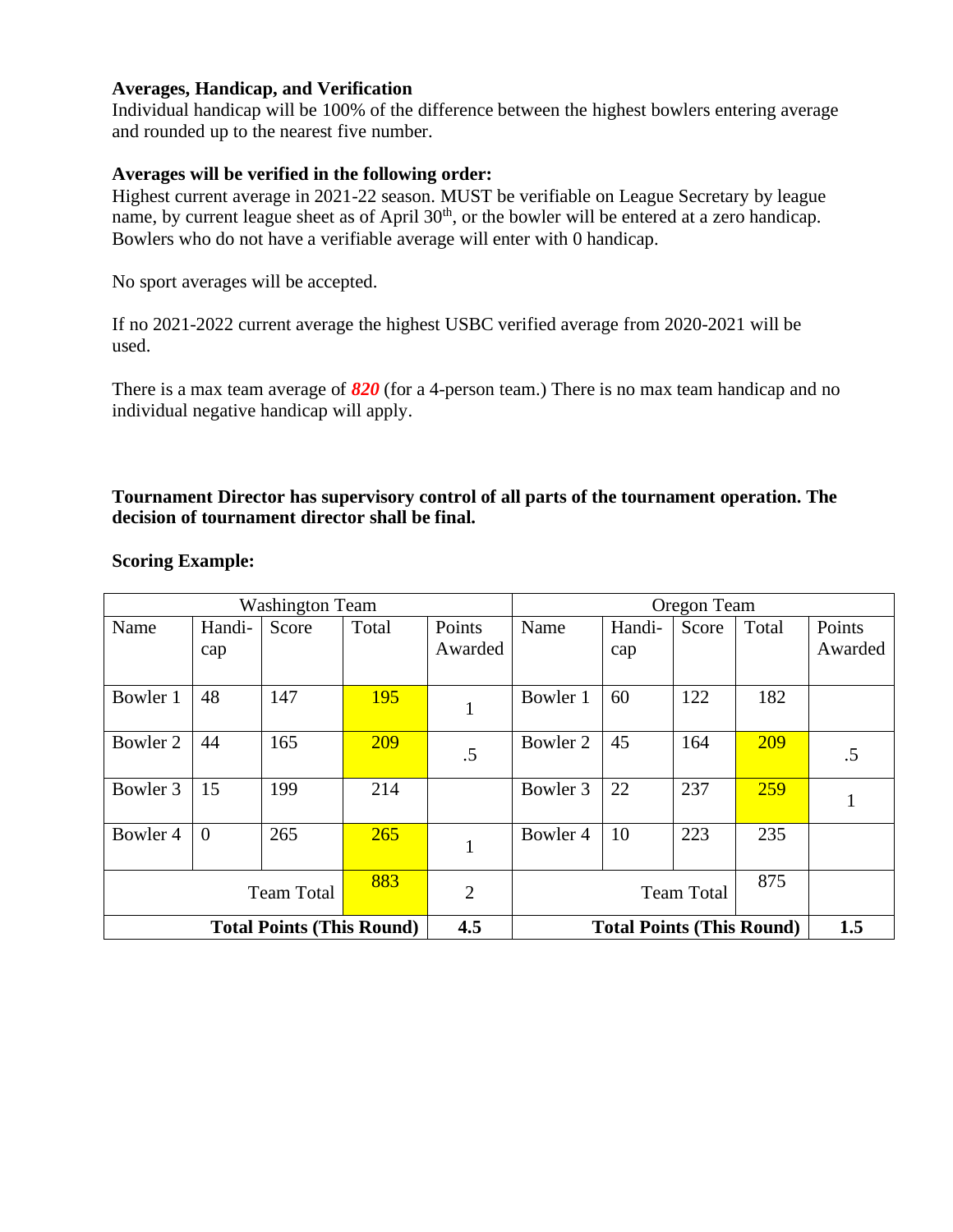**Averages, Handicap, and Verification**
Individual handicap will be 100% of the difference between the highest bowlers entering average and rounded up to the nearest five number.

**Averages will be verified in the following order:**
Highest current average in 2021-22 season. MUST be verifiable on League Secretary by league name, by current league sheet as of April 30th, or the bowler will be entered at a zero handicap. Bowlers who do not have a verifiable average will enter with 0 handicap.

No sport averages will be accepted.

If no 2021-2022 current average the highest USBC verified average from 2020-2021 will be used.

There is a max team average of ***820*** (for a 4-person team.) There is no max team handicap and no individual negative handicap will apply.

**Tournament Director has supervisory control of all parts of the tournament operation. The decision of tournament director shall be final.**

**Scoring Example:**

| Washington Team | | | | | Oregon Team | | | | |
|---|---|---|---|---|---|---|---|---|---|
| Name | Handi-cap | Score | Total | Points Awarded | Name | Handi-cap | Score | Total | Points Awarded |
| Bowler 1 | 48 | 147 | 195 | 1 | Bowler 1 | 60 | 122 | 182 | |
| Bowler 2 | 44 | 165 | 209 | .5 | Bowler 2 | 45 | 164 | 209 | .5 |
| Bowler 3 | 15 | 199 | 214 | | Bowler 3 | 22 | 237 | 259 | 1 |
| Bowler 4 | 0 | 265 | 265 | 1 | Bowler 4 | 10 | 223 | 235 | |
| Team Total | | | 883 | 2 | Team Total | | | 875 | |
| **Total Points (This Round)** | | | | **4.5** | **Total Points (This Round)** | | | | **1.5** |